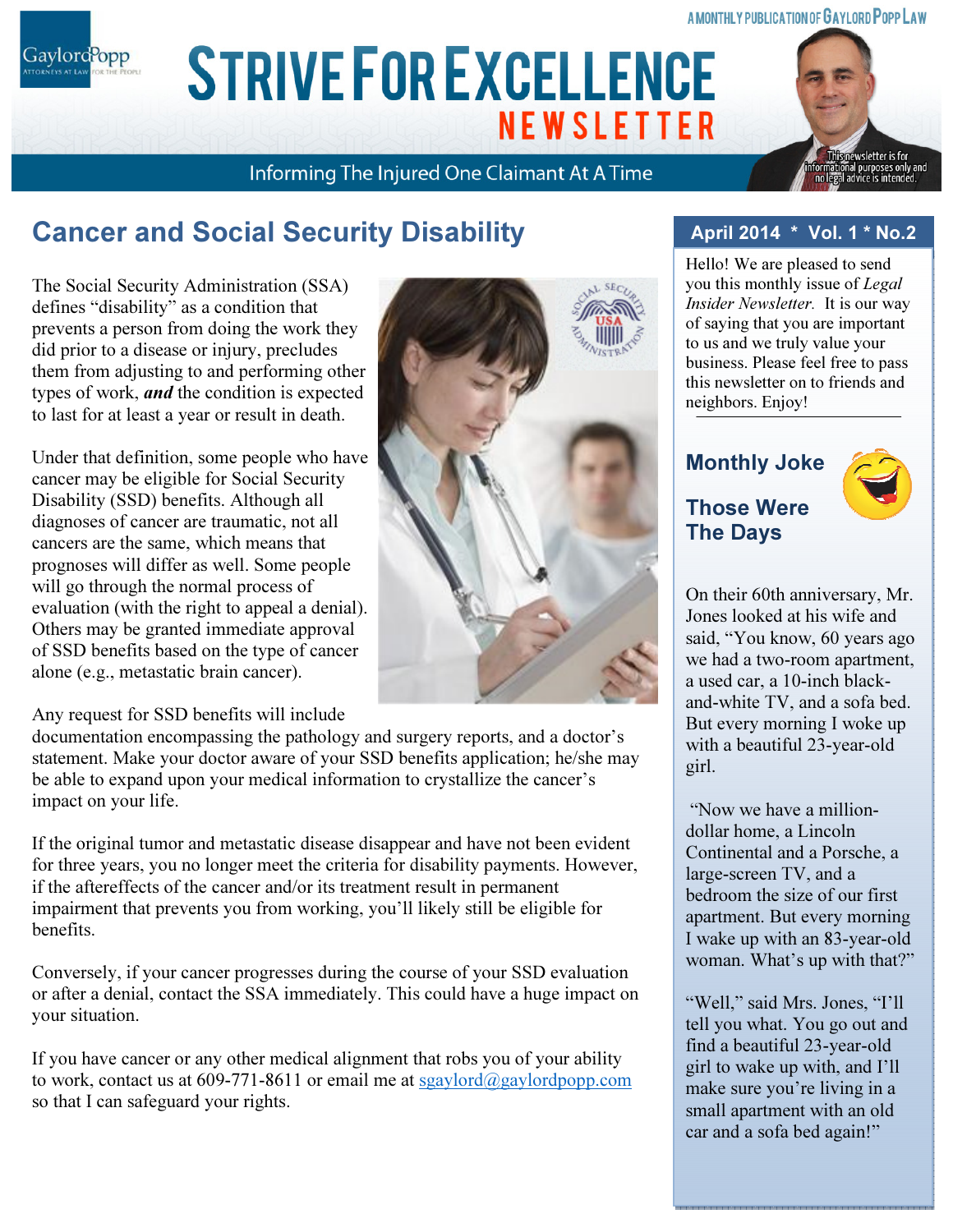A MONTHLY PUBLICATION OF GAYLORD POPP LAW

# STRIVE FOR EXCELLENCE NEWSLETTER

Informing The Injured One Claimant At A Time

This newsletter is for informational purposes only and no legal advice is intended.

## Cancer and Social Security Disability

The Social Security Administration (SSA) defines "disability" as a condition that prevents a person from doing the work they did prior to a disease or injury, precludes them from adjusting to and performing other types of work, ***and*** the condition is expected to last for at least a year or result in death.

Under that definition, some people who have cancer may be eligible for Social Security Disability (SSD) benefits. Although all diagnoses of cancer are traumatic, not all cancers are the same, which means that prognoses will differ as well. Some people will go through the normal process of evaluation (with the right to appeal a denial). Others may be granted immediate approval of SSD benefits based on the type of cancer alone (e.g., metastatic brain cancer).

Any request for SSD benefits will include documentation encompassing the pathology and surgery reports, and a doctor's statement. Make your doctor aware of your SSD benefits application; he/she may be able to expand upon your medical information to crystallize the cancer's impact on your life.

If the original tumor and metastatic disease disappear and have not been evident for three years, you no longer meet the criteria for disability payments. However, if the aftereffects of the cancer and/or its treatment result in permanent impairment that prevents you from working, you'll likely still be eligible for benefits.

Conversely, if your cancer progresses during the course of your SSD evaluation or after a denial, contact the SSA immediately. This could have a huge impact on your situation.

If you have cancer or any other medical alignment that robs you of your ability to work, contact us at 609-771-8611 or email me at sgaylord@gaylordpopp.com so that I can safeguard your rights.

**April 2014 * Vol. 1 * No.2**

Hello! We are pleased to send you this monthly issue of *Legal Insider Newsletter*. It is our way of saying that you are important to us and we truly value your business. Please feel free to pass this newsletter on to friends and neighbors. Enjoy!

### Monthly Joke

### Those Were The Days

On their 60th anniversary, Mr. Jones looked at his wife and said, "You know, 60 years ago we had a two-room apartment, a used car, a 10-inch black-and-white TV, and a sofa bed. But every morning I woke up with a beautiful 23-year-old girl.

"Now we have a million-dollar home, a Lincoln Continental and a Porsche, a large-screen TV, and a bedroom the size of our first apartment. But every morning I wake up with an 83-year-old woman. What's up with that?"

"Well," said Mrs. Jones, "I'll tell you what. You go out and find a beautiful 23-year-old girl to wake up with, and I'll make sure you're living in a small apartment with an old car and a sofa bed again!"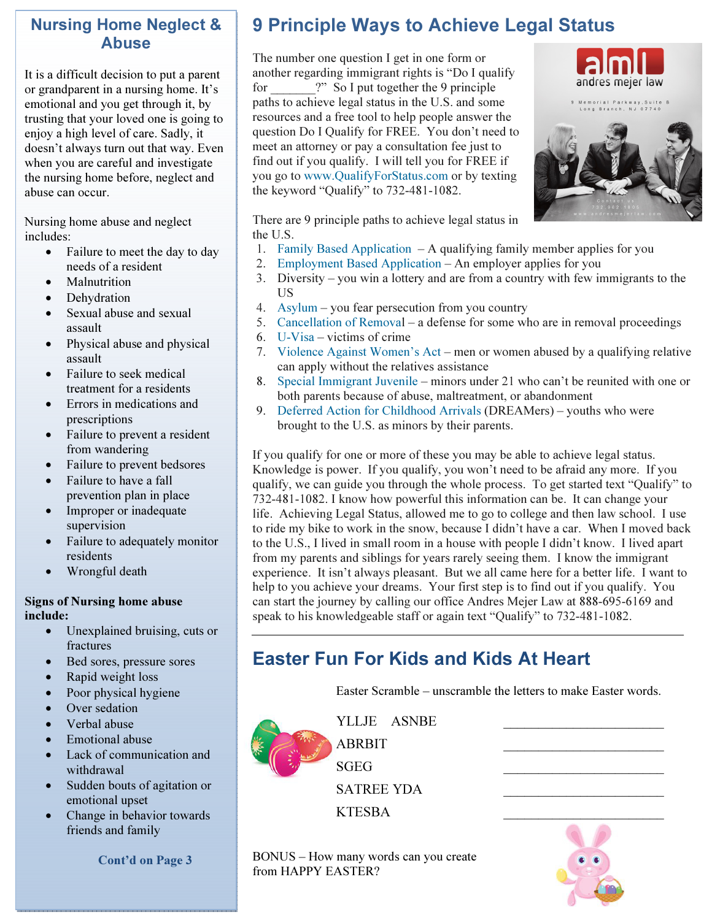## Nursing Home Neglect & Abuse

It is a difficult decision to put a parent or grandparent in a nursing home. It's emotional and you get through it, by trusting that your loved one is going to enjoy a high level of care. Sadly, it doesn't always turn out that way. Even when you are careful and investigate the nursing home before, neglect and abuse can occur.

Nursing home abuse and neglect includes:

- Failure to meet the day to day needs of a resident
- Malnutrition
- Dehydration
- Sexual abuse and sexual assault
- Physical abuse and physical assault
- Failure to seek medical treatment for a residents
- Errors in medications and prescriptions
- Failure to prevent a resident from wandering
- Failure to prevent bedsores
- Failure to have a fall prevention plan in place
- Improper or inadequate supervision
- Failure to adequately monitor residents
- Wrongful death

**Signs of Nursing home abuse include:**

- Unexplained bruising, cuts or fractures
- Bed sores, pressure sores
- Rapid weight loss
- Poor physical hygiene
- Over sedation
- Verbal abuse
- Emotional abuse
- Lack of communication and withdrawal
- Sudden bouts of agitation or emotional upset
- Change in behavior towards friends and family

**Cont'd on Page 3**

## 9 Principle Ways to Achieve Legal Status

The number one question I get in one form or another regarding immigrant rights is "Do I qualify for _______?" So I put together the 9 principle paths to achieve legal status in the U.S. and some resources and a free tool to help people answer the question Do I Qualify for FREE. You don't need to meet an attorney or pay a consultation fee just to find out if you qualify. I will tell you for FREE if you go to www.QualifyForStatus.com or by texting the keyword "Qualify" to 732-481-1082.

There are 9 principle paths to achieve legal status in the U.S.

1. Family Based Application – A qualifying family member applies for you
2. Employment Based Application – An employer applies for you
3. Diversity – you win a lottery and are from a country with few immigrants to the US
4. Asylum – you fear persecution from you country
5. Cancellation of Removal – a defense for some who are in removal proceedings
6. U-Visa – victims of crime
7. Violence Against Women's Act – men or women abused by a qualifying relative can apply without the relatives assistance
8. Special Immigrant Juvenile – minors under 21 who can't be reunited with one or both parents because of abuse, maltreatment, or abandonment
9. Deferred Action for Childhood Arrivals (DREAMers) – youths who were brought to the U.S. as minors by their parents.

If you qualify for one or more of these you may be able to achieve legal status. Knowledge is power. If you qualify, you won't need to be afraid any more. If you qualify, we can guide you through the whole process. To get started text "Qualify" to 732-481-1082. I know how powerful this information can be. It can change your life. Achieving Legal Status, allowed me to go to college and then law school. I use to ride my bike to work in the snow, because I didn't have a car. When I moved back to the U.S., I lived in small room in a house with people I didn't know. I lived apart from my parents and siblings for years rarely seeing them. I know the immigrant experience. It isn't always pleasant. But we all came here for a better life. I want to help to you achieve your dreams. Your first step is to find out if you qualify. You can start the journey by calling our office Andres Mejer Law at 888-695-6169 and speak to his knowledgeable staff or again text "Qualify" to 732-481-1082.

## Easter Fun For Kids and Kids At Heart

Easter Scramble – unscramble the letters to make Easter words.

| | |
|---|---|
| YLLJE ASNBE | ______________________ |
| ABRBIT | ______________________ |
| SGEG | ______________________ |
| SATREE YDA | ______________________ |
| KTESBA | ______________________ |

BONUS – How many words can you create from HAPPY EASTER?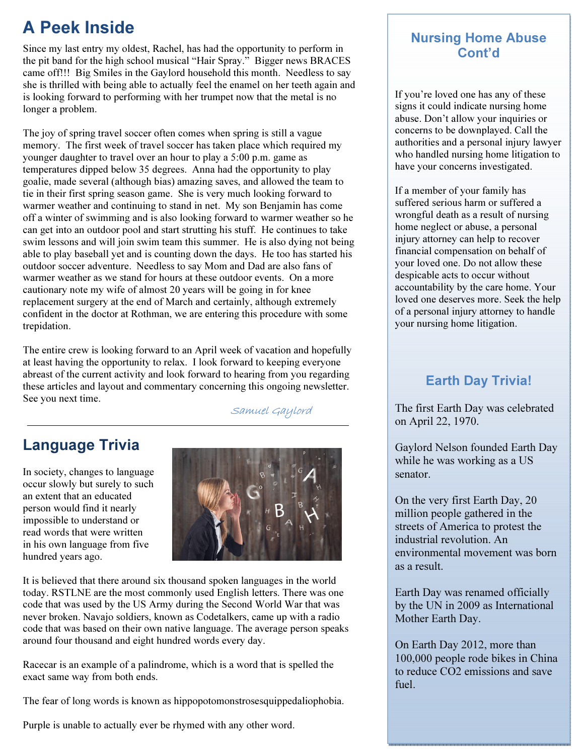## A Peek Inside

Since my last entry my oldest, Rachel, has had the opportunity to perform in the pit band for the high school musical "Hair Spray." Bigger news BRACES came off!!! Big Smiles in the Gaylord household this month. Needless to say she is thrilled with being able to actually feel the enamel on her teeth again and is looking forward to performing with her trumpet now that the metal is no longer a problem.

The joy of spring travel soccer often comes when spring is still a vague memory. The first week of travel soccer has taken place which required my younger daughter to travel over an hour to play a 5:00 p.m. game as temperatures dipped below 35 degrees. Anna had the opportunity to play goalie, made several (although bias) amazing saves, and allowed the team to tie in their first spring season game. She is very much looking forward to warmer weather and continuing to stand in net. My son Benjamin has come off a winter of swimming and is also looking forward to warmer weather so he can get into an outdoor pool and start strutting his stuff. He continues to take swim lessons and will join swim team this summer. He is also dying not being able to play baseball yet and is counting down the days. He too has started his outdoor soccer adventure. Needless to say Mom and Dad are also fans of warmer weather as we stand for hours at these outdoor events. On a more cautionary note my wife of almost 20 years will be going in for knee replacement surgery at the end of March and certainly, although extremely confident in the doctor at Rothman, we are entering this procedure with some trepidation.

The entire crew is looking forward to an April week of vacation and hopefully at least having the opportunity to relax. I look forward to keeping everyone abreast of the current activity and look forward to hearing from you regarding these articles and layout and commentary concerning this ongoing newsletter. See you next time.

*Samuel Gaylord*

---

## Language Trivia

In society, changes to language occur slowly but surely to such an extent that an educated person would find it nearly impossible to understand or read words that were written in his own language from five hundred years ago.

It is believed that there around six thousand spoken languages in the world today. RSTLNE are the most commonly used English letters. There was one code that was used by the US Army during the Second World War that was never broken. Navajo soldiers, known as Codetalkers, came up with a radio code that was based on their own native language. The average person speaks around four thousand and eight hundred words every day.

Racecar is an example of a palindrome, which is a word that is spelled the exact same way from both ends.

The fear of long words is known as hippopotomonstrosesquippedaliophobia.

Purple is unable to actually ever be rhymed with any other word.

## Nursing Home Abuse Cont'd

If you're loved one has any of these signs it could indicate nursing home abuse. Don't allow your inquiries or concerns to be downplayed. Call the authorities and a personal injury lawyer who handled nursing home litigation to have your concerns investigated.

If a member of your family has suffered serious harm or suffered a wrongful death as a result of nursing home neglect or abuse, a personal injury attorney can help to recover financial compensation on behalf of your loved one. Do not allow these despicable acts to occur without accountability by the care home. Your loved one deserves more. Seek the help of a personal injury attorney to handle your nursing home litigation.

## Earth Day Trivia!

The first Earth Day was celebrated on April 22, 1970.

Gaylord Nelson founded Earth Day while he was working as a US senator.

On the very first Earth Day, 20 million people gathered in the streets of America to protest the industrial revolution. An environmental movement was born as a result.

Earth Day was renamed officially by the UN in 2009 as International Mother Earth Day.

On Earth Day 2012, more than 100,000 people rode bikes in China to reduce CO2 emissions and save fuel.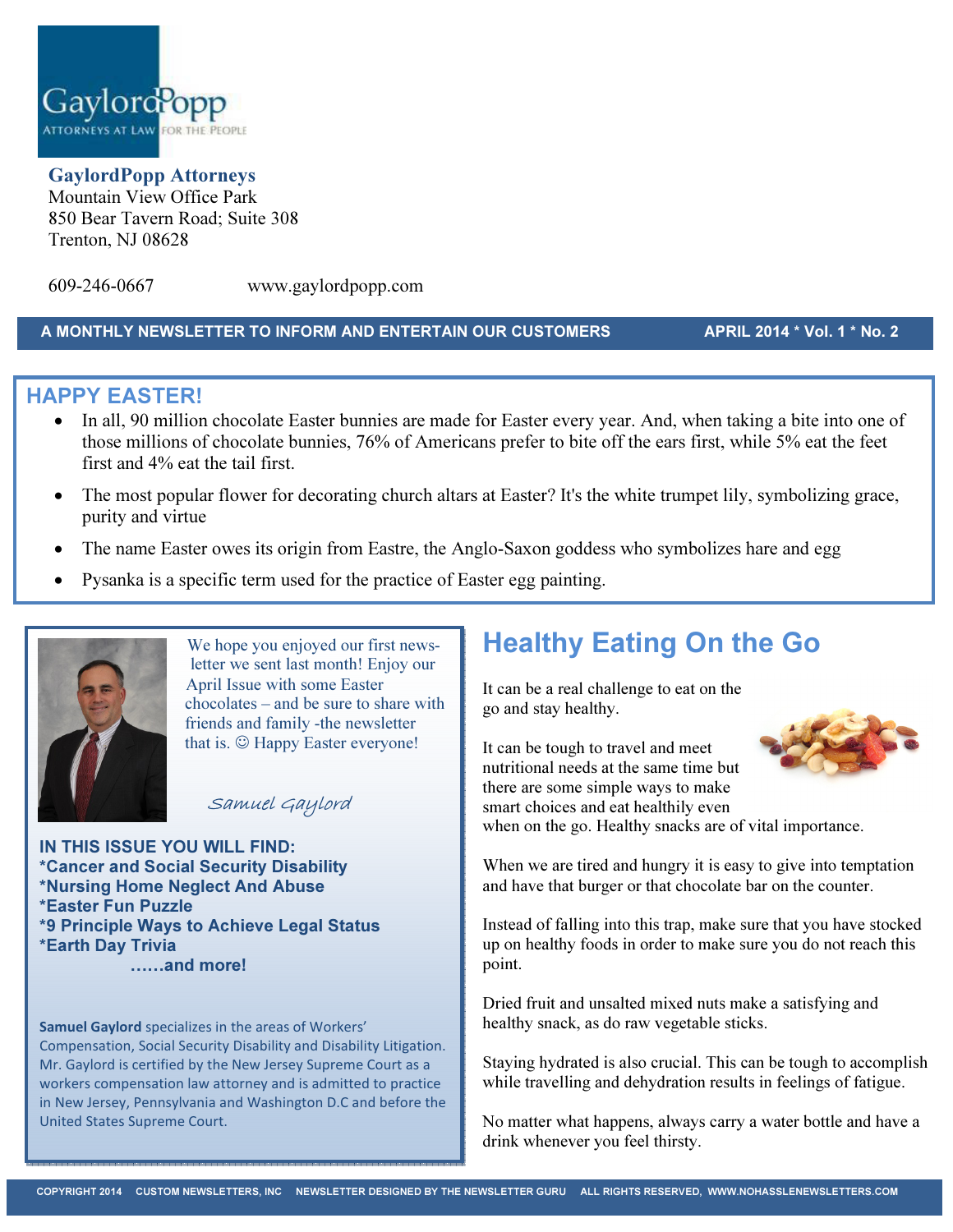**GaylordPopp Attorneys**
Mountain View Office Park
850 Bear Tavern Road; Suite 308
Trenton, NJ 08628

609-246-0667 www.gaylordpopp.com

**A MONTHLY NEWSLETTER TO INFORM AND ENTERTAIN OUR CUSTOMERS** **APRIL 2014 * Vol. 1 * No. 2**

## HAPPY EASTER!

- In all, 90 million chocolate Easter bunnies are made for Easter every year. And, when taking a bite into one of those millions of chocolate bunnies, 76% of Americans prefer to bite off the ears first, while 5% eat the feet first and 4% eat the tail first.
- The most popular flower for decorating church altars at Easter? It's the white trumpet lily, symbolizing grace, purity and virtue
- The name Easter owes its origin from Eastre, the Anglo-Saxon goddess who symbolizes hare and egg
- Pysanka is a specific term used for the practice of Easter egg painting.

We hope you enjoyed our first newsletter we sent last month! Enjoy our April Issue with some Easter chocolates – and be sure to share with friends and family -the newsletter that is. ☺ Happy Easter everyone!

*Samuel Gaylord*

**IN THIS ISSUE YOU WILL FIND:**
**\*Cancer and Social Security Disability**
**\*Nursing Home Neglect And Abuse**
**\*Easter Fun Puzzle**
**\*9 Principle Ways to Achieve Legal Status**
**\*Earth Day Trivia**
**……and more!**

**Samuel Gaylord** specializes in the areas of Workers' Compensation, Social Security Disability and Disability Litigation. Mr. Gaylord is certified by the New Jersey Supreme Court as a workers compensation law attorney and is admitted to practice in New Jersey, Pennsylvania and Washington D.C and before the United States Supreme Court.

## Healthy Eating On the Go

It can be a real challenge to eat on the go and stay healthy.

It can be tough to travel and meet nutritional needs at the same time but there are some simple ways to make smart choices and eat healthily even when on the go. Healthy snacks are of vital importance.

When we are tired and hungry it is easy to give into temptation and have that burger or that chocolate bar on the counter.

Instead of falling into this trap, make sure that you have stocked up on healthy foods in order to make sure you do not reach this point.

Dried fruit and unsalted mixed nuts make a satisfying and healthy snack, as do raw vegetable sticks.

Staying hydrated is also crucial. This can be tough to accomplish while travelling and dehydration results in feelings of fatigue.

No matter what happens, always carry a water bottle and have a drink whenever you feel thirsty.